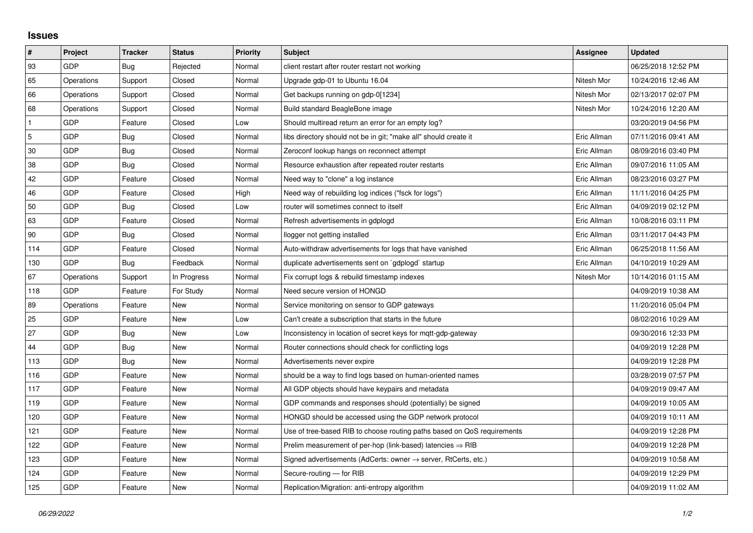## Issues

| # | Project | Tracker | Status | Priority | Subject | Assignee | Updated |
|---|---|---|---|---|---|---|---|
| 93 | GDP | Bug | Rejected | Normal | client restart after router restart not working | | 06/25/2018 12:52 PM |
| 65 | Operations | Support | Closed | Normal | Upgrade gdp-01 to Ubuntu 16.04 | Nitesh Mor | 10/24/2016 12:46 AM |
| 66 | Operations | Support | Closed | Normal | Get backups running on gdp-0[1234] | Nitesh Mor | 02/13/2017 02:07 PM |
| 68 | Operations | Support | Closed | Normal | Build standard BeagleBone image | Nitesh Mor | 10/24/2016 12:20 AM |
| 1 | GDP | Feature | Closed | Low | Should multiread return an error for an empty log? | | 03/20/2019 04:56 PM |
| 5 | GDP | Bug | Closed | Normal | libs directory should not be in git; "make all" should create it | Eric Allman | 07/11/2016 09:41 AM |
| 30 | GDP | Bug | Closed | Normal | Zeroconf lookup hangs on reconnect attempt | Eric Allman | 08/09/2016 03:40 PM |
| 38 | GDP | Bug | Closed | Normal | Resource exhaustion after repeated router restarts | Eric Allman | 09/07/2016 11:05 AM |
| 42 | GDP | Feature | Closed | Normal | Need way to "clone" a log instance | Eric Allman | 08/23/2016 03:27 PM |
| 46 | GDP | Feature | Closed | High | Need way of rebuilding log indices ("fsck for logs") | Eric Allman | 11/11/2016 04:25 PM |
| 50 | GDP | Bug | Closed | Low | router will sometimes connect to itself | Eric Allman | 04/09/2019 02:12 PM |
| 63 | GDP | Feature | Closed | Normal | Refresh advertisements in gdplogd | Eric Allman | 10/08/2016 03:11 PM |
| 90 | GDP | Bug | Closed | Normal | llogger not getting installed | Eric Allman | 03/11/2017 04:43 PM |
| 114 | GDP | Feature | Closed | Normal | Auto-withdraw advertisements for logs that have vanished | Eric Allman | 06/25/2018 11:56 AM |
| 130 | GDP | Bug | Feedback | Normal | duplicate advertisements sent on `gdplogd` startup | Eric Allman | 04/10/2019 10:29 AM |
| 67 | Operations | Support | In Progress | Normal | Fix corrupt logs & rebuild timestamp indexes | Nitesh Mor | 10/14/2016 01:15 AM |
| 118 | GDP | Feature | For Study | Normal | Need secure version of HONGD | | 04/09/2019 10:38 AM |
| 89 | Operations | Feature | New | Normal | Service monitoring on sensor to GDP gateways | | 11/20/2016 05:04 PM |
| 25 | GDP | Feature | New | Low | Can't create a subscription that starts in the future | | 08/02/2016 10:29 AM |
| 27 | GDP | Bug | New | Low | Inconsistency in location of secret keys for mqtt-gdp-gateway | | 09/30/2016 12:33 PM |
| 44 | GDP | Bug | New | Normal | Router connections should check for conflicting logs | | 04/09/2019 12:28 PM |
| 113 | GDP | Bug | New | Normal | Advertisements never expire | | 04/09/2019 12:28 PM |
| 116 | GDP | Feature | New | Normal | should be a way to find logs based on human-oriented names | | 03/28/2019 07:57 PM |
| 117 | GDP | Feature | New | Normal | All GDP objects should have keypairs and metadata | | 04/09/2019 09:47 AM |
| 119 | GDP | Feature | New | Normal | GDP commands and responses should (potentially) be signed | | 04/09/2019 10:05 AM |
| 120 | GDP | Feature | New | Normal | HONGD should be accessed using the GDP network protocol | | 04/09/2019 10:11 AM |
| 121 | GDP | Feature | New | Normal | Use of tree-based RIB to choose routing paths based on QoS requirements | | 04/09/2019 12:28 PM |
| 122 | GDP | Feature | New | Normal | Prelim measurement of per-hop (link-based) latencies ⇒ RIB | | 04/09/2019 12:28 PM |
| 123 | GDP | Feature | New | Normal | Signed advertisements (AdCerts: owner → server, RtCerts, etc.) | | 04/09/2019 10:58 AM |
| 124 | GDP | Feature | New | Normal | Secure-routing — for RIB | | 04/09/2019 12:29 PM |
| 125 | GDP | Feature | New | Normal | Replication/Migration: anti-entropy algorithm | | 04/09/2019 11:02 AM |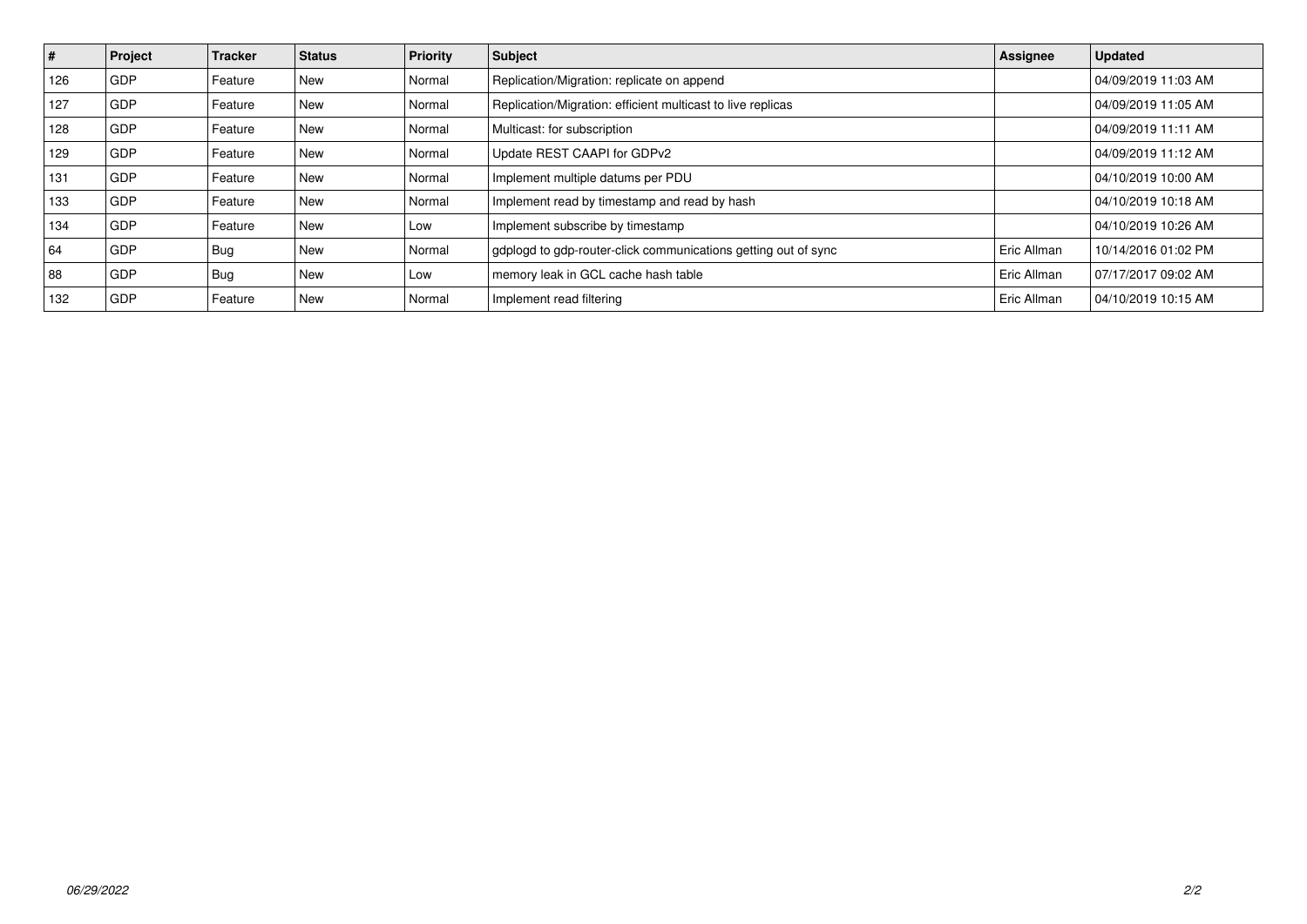| # | Project | Tracker | Status | Priority | Subject | Assignee | Updated |
|---|---|---|---|---|---|---|---|
| 126 | GDP | Feature | New | Normal | Replication/Migration: replicate on append | | 04/09/2019 11:03 AM |
| 127 | GDP | Feature | New | Normal | Replication/Migration: efficient multicast to live replicas | | 04/09/2019 11:05 AM |
| 128 | GDP | Feature | New | Normal | Multicast: for subscription | | 04/09/2019 11:11 AM |
| 129 | GDP | Feature | New | Normal | Update REST CAAPI for GDPv2 | | 04/09/2019 11:12 AM |
| 131 | GDP | Feature | New | Normal | Implement multiple datums per PDU | | 04/10/2019 10:00 AM |
| 133 | GDP | Feature | New | Normal | Implement read by timestamp and read by hash | | 04/10/2019 10:18 AM |
| 134 | GDP | Feature | New | Low | Implement subscribe by timestamp | | 04/10/2019 10:26 AM |
| 64 | GDP | Bug | New | Normal | gdplogd to gdp-router-click communications getting out of sync | Eric Allman | 10/14/2016 01:02 PM |
| 88 | GDP | Bug | New | Low | memory leak in GCL cache hash table | Eric Allman | 07/17/2017 09:02 AM |
| 132 | GDP | Feature | New | Normal | Implement read filtering | Eric Allman | 04/10/2019 10:15 AM |

*06/29/2022*